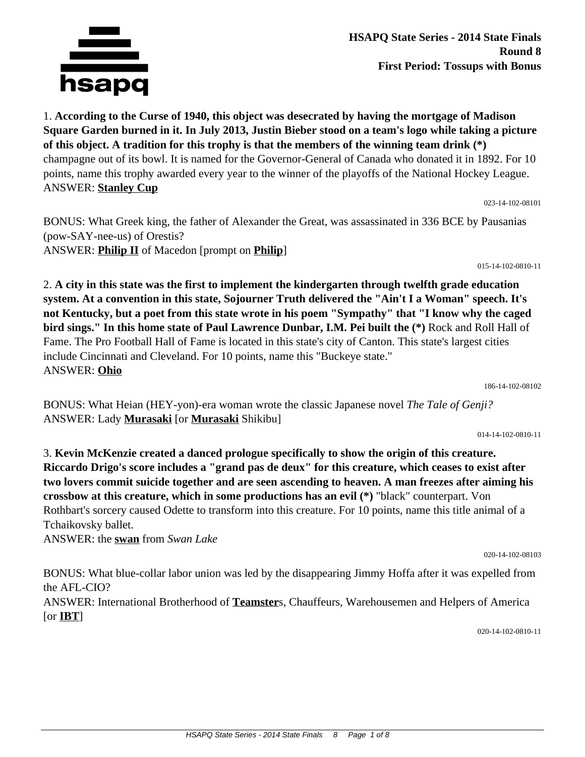**HSAPQ State Series - 2014 State Finals**
**Round 8**
**First Period: Tossups with Bonus**

1. **According to the Curse of 1940, this object was desecrated by having the mortgage of Madison Square Garden burned in it. In July 2013, Justin Bieber stood on a team's logo while taking a picture of this object. A tradition for this trophy is that the members of the winning team drink (*)** champagne out of its bowl. It is named for the Governor-General of Canada who donated it in 1892. For 10 points, name this trophy awarded every year to the winner of the playoffs of the National Hockey League.
ANSWER: **Stanley Cup**

023-14-102-08101

BONUS: What Greek king, the father of Alexander the Great, was assassinated in 336 BCE by Pausanias (pow-SAY-nee-us) of Orestis?
ANSWER: **Philip II** of Macedon [prompt on **Philip**]

015-14-102-0810-11

2. **A city in this state was the first to implement the kindergarten through twelfth grade education system. At a convention in this state, Sojourner Truth delivered the "Ain't I a Woman" speech. It's not Kentucky, but a poet from this state wrote in his poem "Sympathy" that "I know why the caged bird sings." In this home state of Paul Lawrence Dunbar, I.M. Pei built the (*)** Rock and Roll Hall of Fame. The Pro Football Hall of Fame is located in this state's city of Canton. This state's largest cities include Cincinnati and Cleveland. For 10 points, name this "Buckeye state."
ANSWER: **Ohio**

186-14-102-08102

BONUS: What Heian (HEY-yon)-era woman wrote the classic Japanese novel *The Tale of Genji?*
ANSWER: Lady **Murasaki** [or **Murasaki** Shikibu]

014-14-102-0810-11

3. **Kevin McKenzie created a danced prologue specifically to show the origin of this creature. Riccardo Drigo's score includes a "grand pas de deux" for this creature, which ceases to exist after two lovers commit suicide together and are seen ascending to heaven. A man freezes after aiming his crossbow at this creature, which in some productions has an evil (*)** "black" counterpart. Von Rothbart's sorcery caused Odette to transform into this creature. For 10 points, name this title animal of a Tchaikovsky ballet.
ANSWER: the **swan** from *Swan Lake*

020-14-102-08103

BONUS: What blue-collar labor union was led by the disappearing Jimmy Hoffa after it was expelled from the AFL-CIO?
ANSWER: International Brotherhood of **Teamster**s, Chauffeurs, Warehousemen and Helpers of America [or **IBT**]

020-14-102-0810-11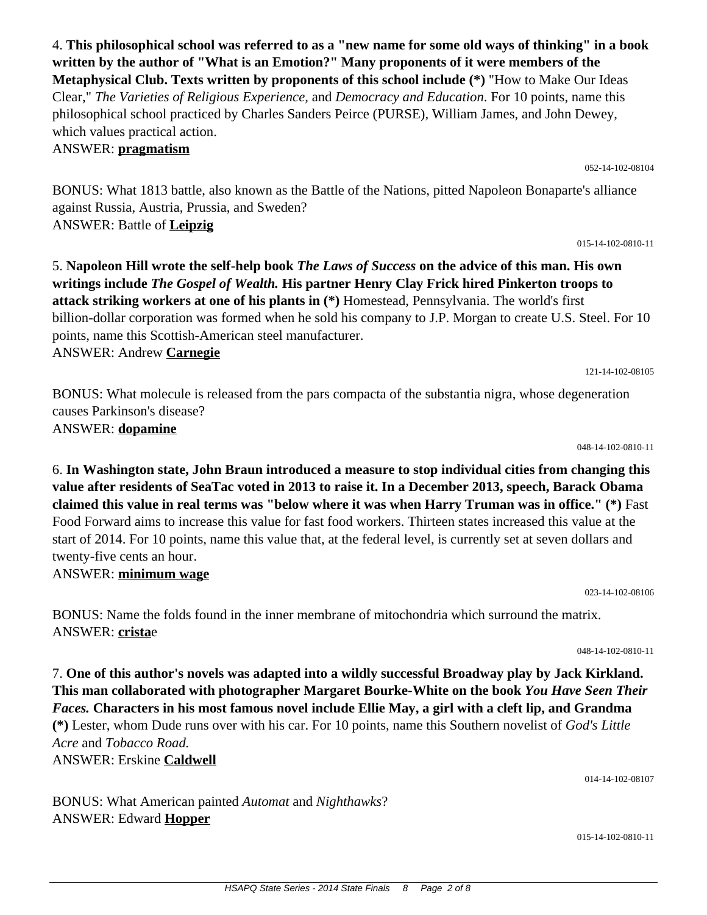4. **This philosophical school was referred to as a "new name for some old ways of thinking" in a book written by the author of "What is an Emotion?" Many proponents of it were members of the Metaphysical Club. Texts written by proponents of this school include (*)** "How to Make Our Ideas Clear," *The Varieties of Religious Experience,* and *Democracy and Education*. For 10 points, name this philosophical school practiced by Charles Sanders Peirce (PURSE), William James, and John Dewey, which values practical action.

ANSWER: **pragmatism**

052-14-102-08104

BONUS: What 1813 battle, also known as the Battle of the Nations, pitted Napoleon Bonaparte's alliance against Russia, Austria, Prussia, and Sweden?

ANSWER: Battle of **Leipzig**

015-14-102-0810-11

5. **Napoleon Hill wrote the self-help book *The Laws of Success* on the advice of this man. His own writings include *The Gospel of Wealth.* His partner Henry Clay Frick hired Pinkerton troops to attack striking workers at one of his plants in (*)** Homestead, Pennsylvania. The world's first billion-dollar corporation was formed when he sold his company to J.P. Morgan to create U.S. Steel. For 10 points, name this Scottish-American steel manufacturer.

ANSWER: Andrew **Carnegie**

121-14-102-08105

BONUS: What molecule is released from the pars compacta of the substantia nigra, whose degeneration causes Parkinson's disease?

ANSWER: **dopamine**

048-14-102-0810-11

6. **In Washington state, John Braun introduced a measure to stop individual cities from changing this value after residents of SeaTac voted in 2013 to raise it. In a December 2013, speech, Barack Obama claimed this value in real terms was "below where it was when Harry Truman was in office." (*)** Fast Food Forward aims to increase this value for fast food workers. Thirteen states increased this value at the start of 2014. For 10 points, name this value that, at the federal level, is currently set at seven dollars and twenty-five cents an hour.

ANSWER: **minimum wage**

023-14-102-08106

BONUS: Name the folds found in the inner membrane of mitochondria which surround the matrix.

ANSWER: **crista**e

048-14-102-0810-11

7. **One of this author's novels was adapted into a wildly successful Broadway play by Jack Kirkland. This man collaborated with photographer Margaret Bourke-White on the book *You Have Seen Their Faces.* Characters in his most famous novel include Ellie May, a girl with a cleft lip, and Grandma (*)** Lester, whom Dude runs over with his car. For 10 points, name this Southern novelist of *God's Little Acre* and *Tobacco Road.*

ANSWER: Erskine **Caldwell**

014-14-102-08107

BONUS: What American painted *Automat* and *Nighthawks*?

ANSWER: Edward **Hopper**

015-14-102-0810-11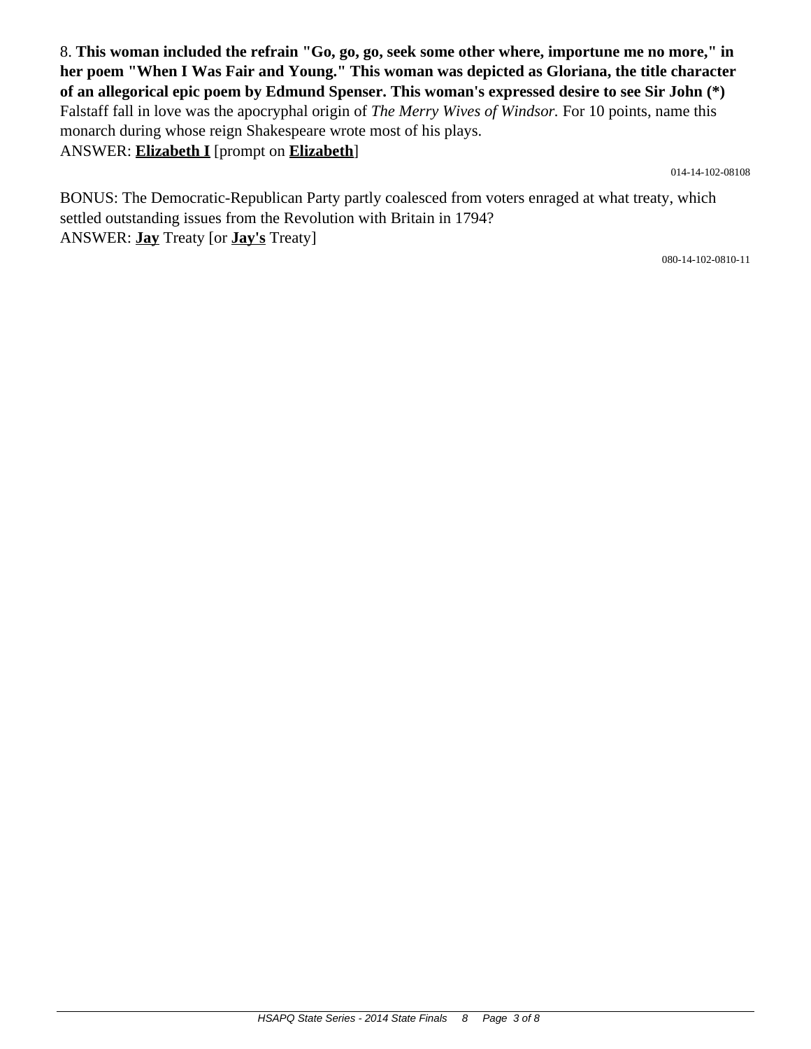8. **This woman included the refrain "Go, go, go, seek some other where, importune me no more," in her poem "When I Was Fair and Young." This woman was depicted as Gloriana, the title character of an allegorical epic poem by Edmund Spenser. This woman's expressed desire to see Sir John (*)** Falstaff fall in love was the apocryphal origin of *The Merry Wives of Windsor.* For 10 points, name this monarch during whose reign Shakespeare wrote most of his plays.
ANSWER: **Elizabeth I** [prompt on **Elizabeth**]

014-14-102-08108

BONUS: The Democratic-Republican Party partly coalesced from voters enraged at what treaty, which settled outstanding issues from the Revolution with Britain in 1794?
ANSWER: **Jay** Treaty [or **Jay's** Treaty]

080-14-102-0810-11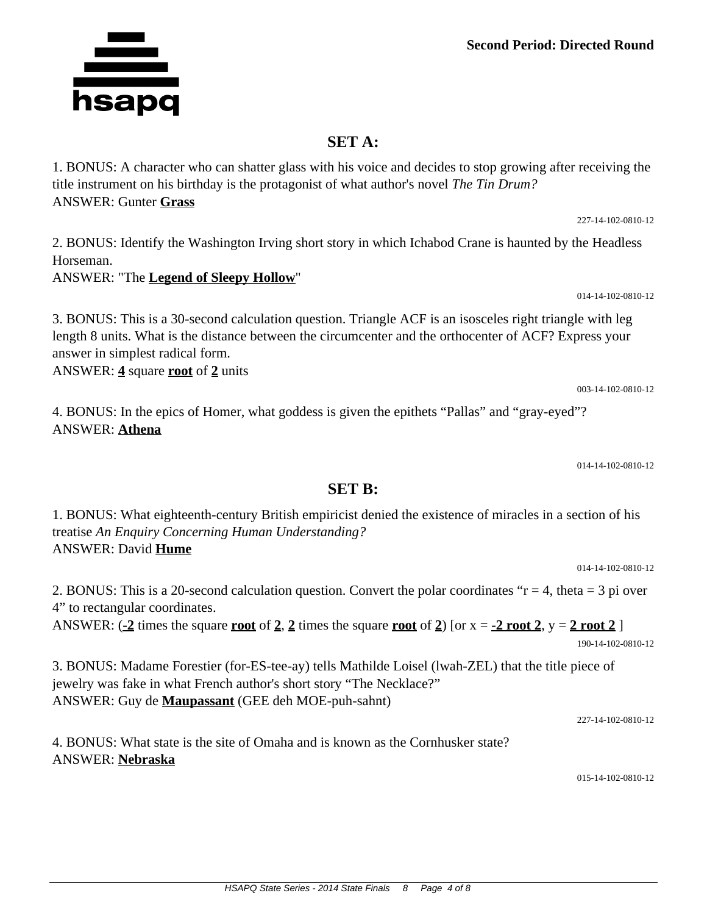**Second Period: Directed Round**

## SET A:

1. BONUS: A character who can shatter glass with his voice and decides to stop growing after receiving the title instrument on his birthday is the protagonist of what author's novel *The Tin Drum?*
ANSWER: Gunter **<u>Grass</u>**

227-14-102-0810-12

2. BONUS: Identify the Washington Irving short story in which Ichabod Crane is haunted by the Headless Horseman.
ANSWER: "The **<u>Legend of Sleepy Hollow</u>**"

014-14-102-0810-12

3. BONUS: This is a 30-second calculation question. Triangle ACF is an isosceles right triangle with leg length 8 units. What is the distance between the circumcenter and the orthocenter of ACF? Express your answer in simplest radical form.
ANSWER: **<u>4</u>** square **<u>root</u>** of **<u>2</u>** units

003-14-102-0810-12

4. BONUS: In the epics of Homer, what goddess is given the epithets “Pallas” and “gray-eyed”?
ANSWER: **<u>Athena</u>**

014-14-102-0810-12

## SET B:

1. BONUS: What eighteenth-century British empiricist denied the existence of miracles in a section of his treatise *An Enquiry Concerning Human Understanding?*
ANSWER: David **<u>Hume</u>**

014-14-102-0810-12

2. BONUS: This is a 20-second calculation question. Convert the polar coordinates “r = 4, theta = 3 pi over 4” to rectangular coordinates.
ANSWER: (**<u>-2</u>** times the square **<u>root</u>** of **<u>2</u>**, **<u>2</u>** times the square **<u>root</u>** of **<u>2</u>**) [or x = **<u>-2 root 2</u>**, y = **<u>2 root 2</u>** ]

190-14-102-0810-12

3. BONUS: Madame Forestier (for-ES-tee-ay) tells Mathilde Loisel (lwah-ZEL) that the title piece of jewelry was fake in what French author's short story “The Necklace?”
ANSWER: Guy de **<u>Maupassant</u>** (GEE deh MOE-puh-sahnt)

227-14-102-0810-12

4. BONUS: What state is the site of Omaha and is known as the Cornhusker state?
ANSWER: **<u>Nebraska</u>**

015-14-102-0810-12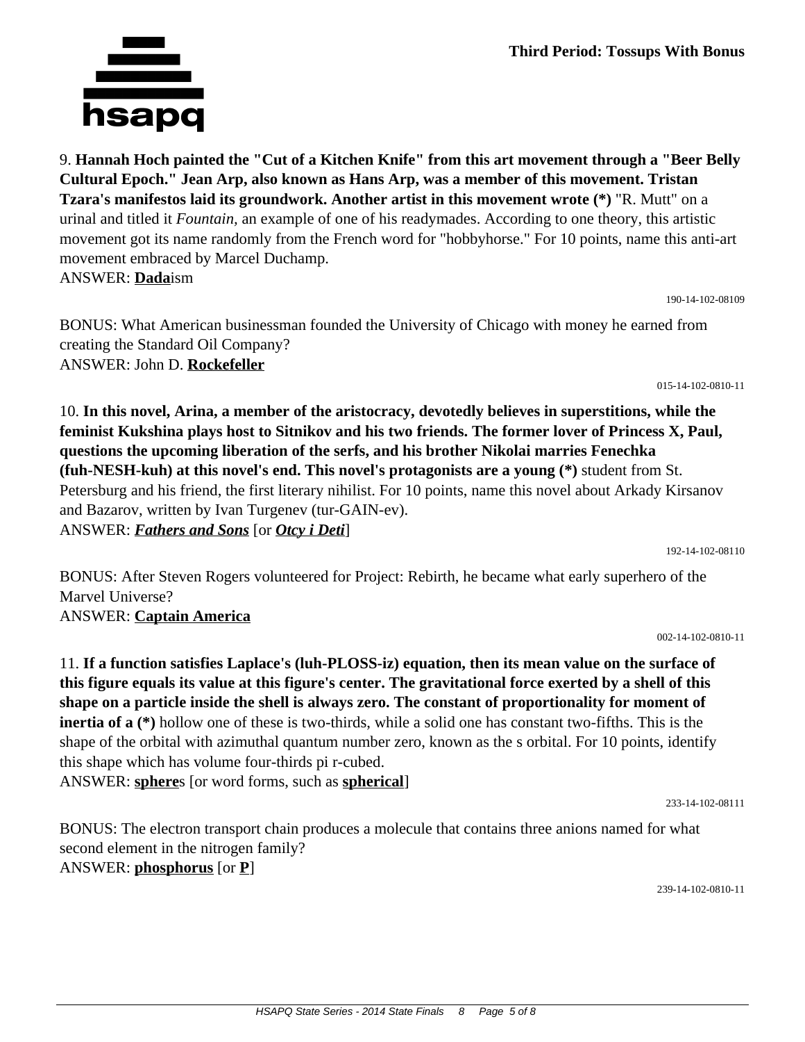9. **Hannah Hoch painted the "Cut of a Kitchen Knife" from this art movement through a "Beer Belly Cultural Epoch." Jean Arp, also known as Hans Arp, was a member of this movement. Tristan Tzara's manifestos laid its groundwork. Another artist in this movement wrote (*)** "R. Mutt" on a urinal and titled it *Fountain*, an example of one of his readymades. According to one theory, this artistic movement got its name randomly from the French word for "hobbyhorse." For 10 points, name this anti-art movement embraced by Marcel Duchamp.
ANSWER: **Dada**ism

190-14-102-08109

BONUS: What American businessman founded the University of Chicago with money he earned from creating the Standard Oil Company?
ANSWER: John D. **Rockefeller**

015-14-102-0810-11

10. **In this novel, Arina, a member of the aristocracy, devotedly believes in superstitions, while the feminist Kukshina plays host to Sitnikov and his two friends. The former lover of Princess X, Paul, questions the upcoming liberation of the serfs, and his brother Nikolai marries Fenechka (fuh-NESH-kuh) at this novel's end. This novel's protagonists are a young (*)** student from St. Petersburg and his friend, the first literary nihilist. For 10 points, name this novel about Arkady Kirsanov and Bazarov, written by Ivan Turgenev (tur-GAIN-ev).
ANSWER: ***Fathers and Sons*** [or ***Otcy i Deti***]

192-14-102-08110

BONUS: After Steven Rogers volunteered for Project: Rebirth, he became what early superhero of the Marvel Universe?
ANSWER: **Captain America**

002-14-102-0810-11

11. **If a function satisfies Laplace's (luh-PLOSS-iz) equation, then its mean value on the surface of this figure equals its value at this figure's center. The gravitational force exerted by a shell of this shape on a particle inside the shell is always zero. The constant of proportionality for moment of inertia of a (*)** hollow one of these is two-thirds, while a solid one has constant two-fifths. This is the shape of the orbital with azimuthal quantum number zero, known as the s orbital. For 10 points, identify this shape which has volume four-thirds pi r-cubed.
ANSWER: **sphere**s [or word forms, such as **spherical**]

233-14-102-08111

BONUS: The electron transport chain produces a molecule that contains three anions named for what second element in the nitrogen family?
ANSWER: **phosphorus** [or **P**]

239-14-102-0810-11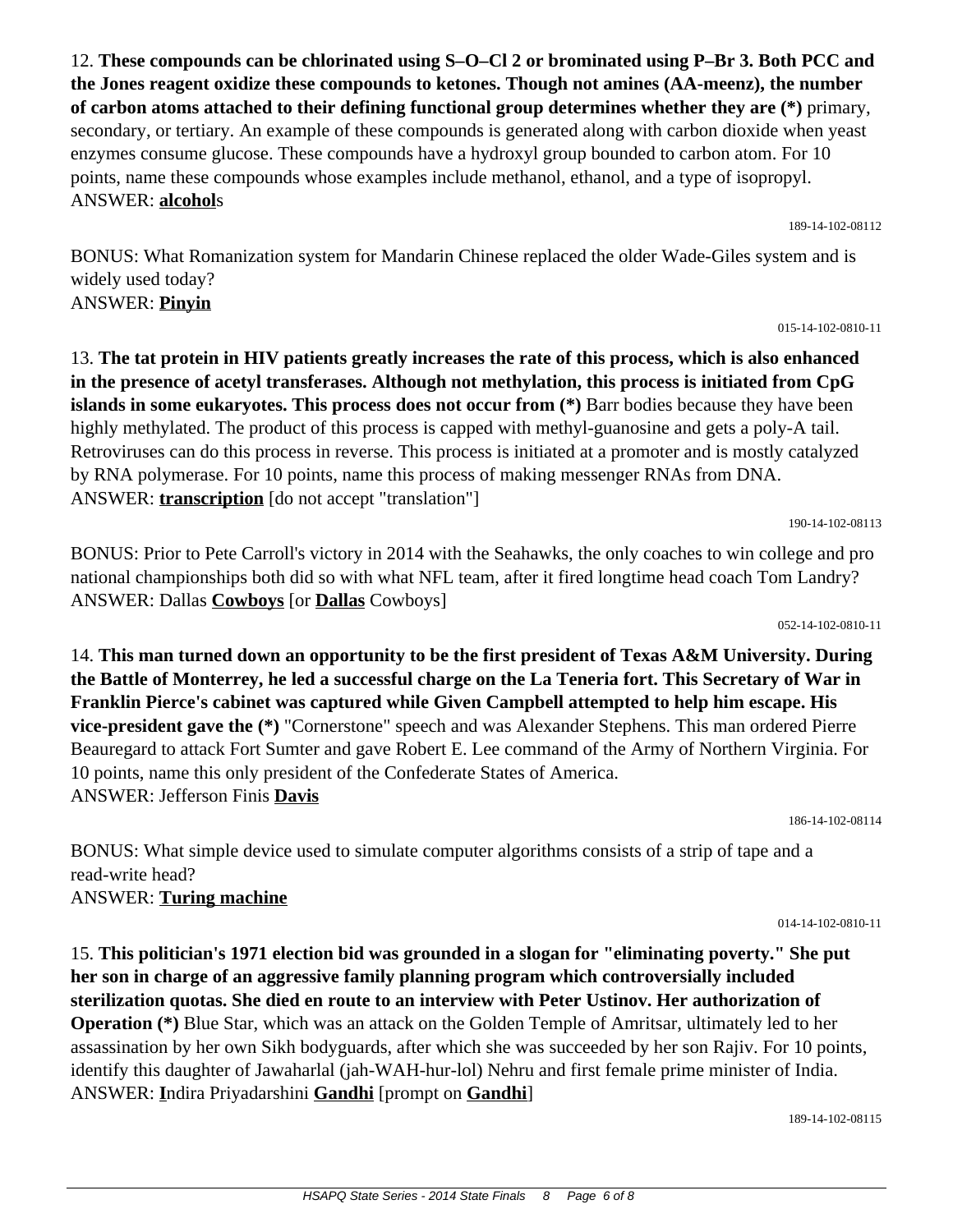12. **These compounds can be chlorinated using S–O–Cl 2 or brominated using P–Br 3. Both PCC and the Jones reagent oxidize these compounds to ketones. Though not amines (AA-meenz), the number of carbon atoms attached to their defining functional group determines whether they are (*)** primary, secondary, or tertiary. An example of these compounds is generated along with carbon dioxide when yeast enzymes consume glucose. These compounds have a hydroxyl group bounded to carbon atom. For 10 points, name these compounds whose examples include methanol, ethanol, and a type of isopropyl.
ANSWER: **alcohol**s

189-14-102-08112

BONUS: What Romanization system for Mandarin Chinese replaced the older Wade-Giles system and is widely used today?
ANSWER: **Pinyin**

015-14-102-0810-11

13. **The tat protein in HIV patients greatly increases the rate of this process, which is also enhanced in the presence of acetyl transferases. Although not methylation, this process is initiated from CpG islands in some eukaryotes. This process does not occur from (*)** Barr bodies because they have been highly methylated. The product of this process is capped with methyl-guanosine and gets a poly-A tail. Retroviruses can do this process in reverse. This process is initiated at a promoter and is mostly catalyzed by RNA polymerase. For 10 points, name this process of making messenger RNAs from DNA.
ANSWER: **transcription** [do not accept "translation"]

190-14-102-08113

BONUS: Prior to Pete Carroll's victory in 2014 with the Seahawks, the only coaches to win college and pro national championships both did so with what NFL team, after it fired longtime head coach Tom Landry?
ANSWER: Dallas **Cowboys** [or **Dallas** Cowboys]

052-14-102-0810-11

14. **This man turned down an opportunity to be the first president of Texas A&M University. During the Battle of Monterrey, he led a successful charge on the La Teneria fort. This Secretary of War in Franklin Pierce's cabinet was captured while Given Campbell attempted to help him escape. His vice-president gave the (*)** "Cornerstone" speech and was Alexander Stephens. This man ordered Pierre Beauregard to attack Fort Sumter and gave Robert E. Lee command of the Army of Northern Virginia. For 10 points, name this only president of the Confederate States of America.
ANSWER: Jefferson Finis **Davis**

186-14-102-08114

BONUS: What simple device used to simulate computer algorithms consists of a strip of tape and a read-write head?
ANSWER: **Turing machine**

014-14-102-0810-11

15. **This politician's 1971 election bid was grounded in a slogan for "eliminating poverty." She put her son in charge of an aggressive family planning program which controversially included sterilization quotas. She died en route to an interview with Peter Ustinov. Her authorization of Operation (*)** Blue Star, which was an attack on the Golden Temple of Amritsar, ultimately led to her assassination by her own Sikh bodyguards, after which she was succeeded by her son Rajiv. For 10 points, identify this daughter of Jawaharlal (jah-WAH-hur-lol) Nehru and first female prime minister of India.
ANSWER: **I**ndira Priyadarshini **Gandhi** [prompt on **Gandhi**]

189-14-102-08115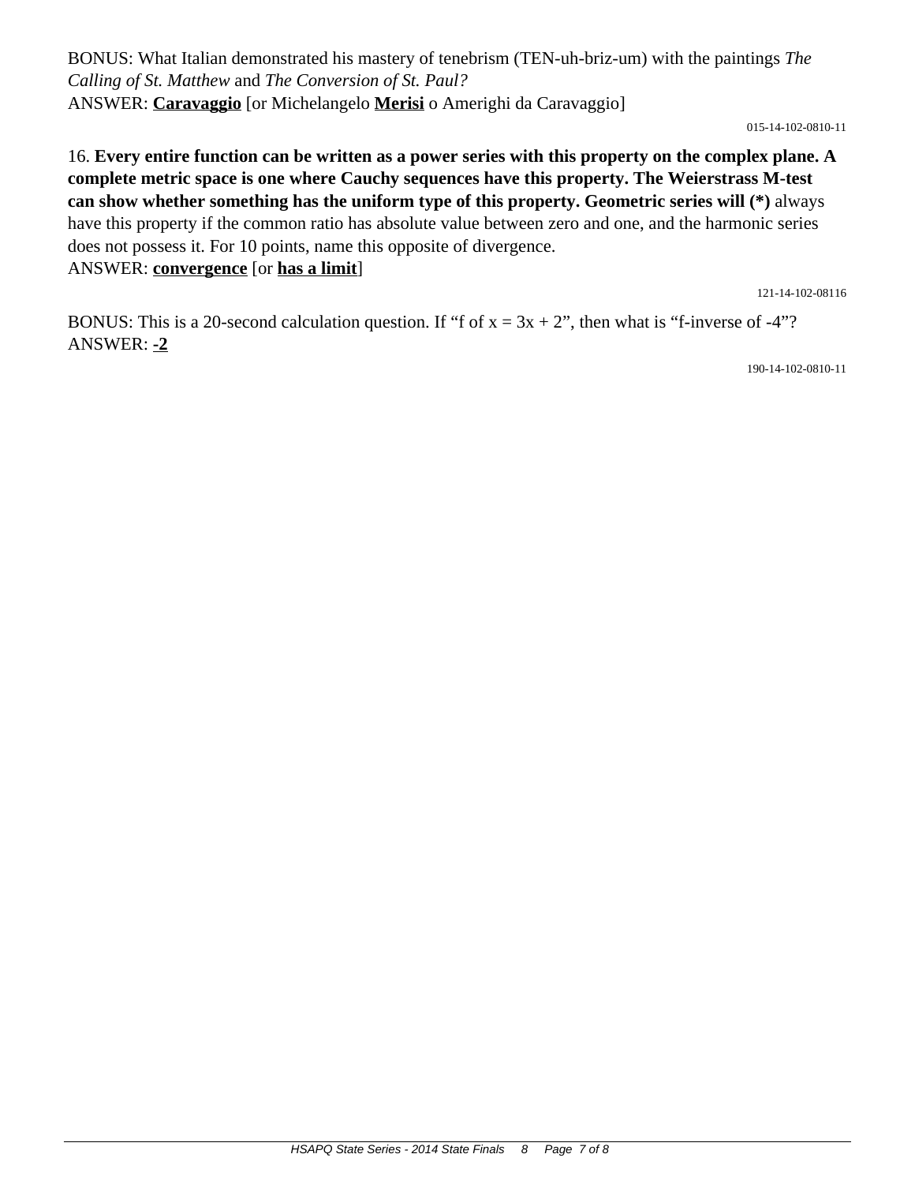BONUS: What Italian demonstrated his mastery of tenebrism (TEN-uh-briz-um) with the paintings *The Calling of St. Matthew* and *The Conversion of St. Paul?*
ANSWER: **<u>Caravaggio</u>** [or Michelangelo **<u>Merisi</u>** o Amerighi da Caravaggio]

015-14-102-0810-11

16. **Every entire function can be written as a power series with this property on the complex plane. A complete metric space is one where Cauchy sequences have this property. The Weierstrass M-test can show whether something has the uniform type of this property. Geometric series will (*)** always have this property if the common ratio has absolute value between zero and one, and the harmonic series does not possess it. For 10 points, name this opposite of divergence.
ANSWER: **<u>convergence</u>** [or **<u>has a limit</u>**]

121-14-102-08116

BONUS: This is a 20-second calculation question. If "f of x = 3x + 2", then what is "f-inverse of -4"?
ANSWER: **<u>-2</u>**

190-14-102-0810-11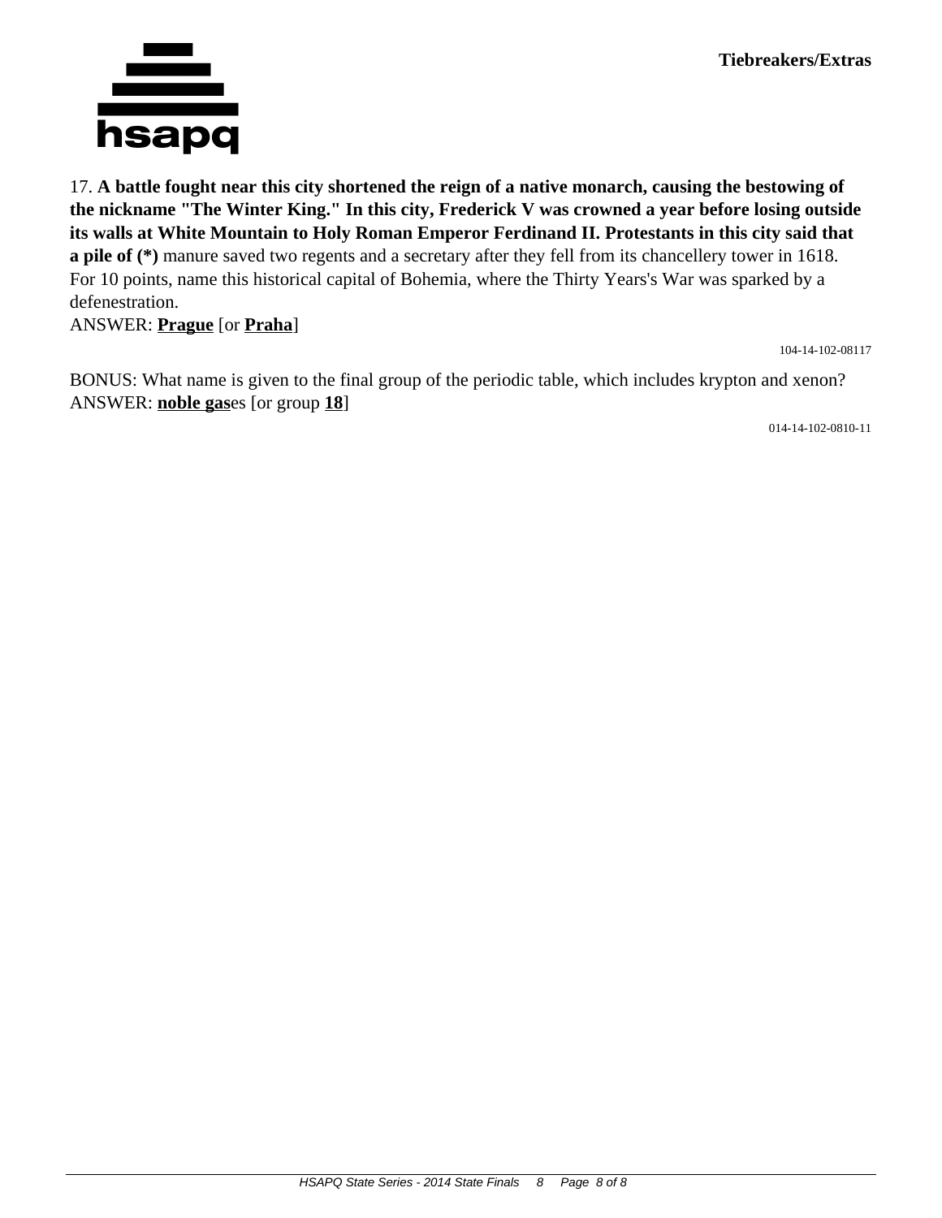**Tiebreakers/Extras**

17. **A battle fought near this city shortened the reign of a native monarch, causing the bestowing of the nickname "The Winter King." In this city, Frederick V was crowned a year before losing outside its walls at White Mountain to Holy Roman Emperor Ferdinand II. Protestants in this city said that a pile of (*)** manure saved two regents and a secretary after they fell from its chancellery tower in 1618. For 10 points, name this historical capital of Bohemia, where the Thirty Years's War was sparked by a defenestration.

ANSWER: **Prague** [or **Praha**]

104-14-102-08117

BONUS: What name is given to the final group of the periodic table, which includes krypton and xenon?

ANSWER: **noble gas**es [or group **18**]

014-14-102-0810-11